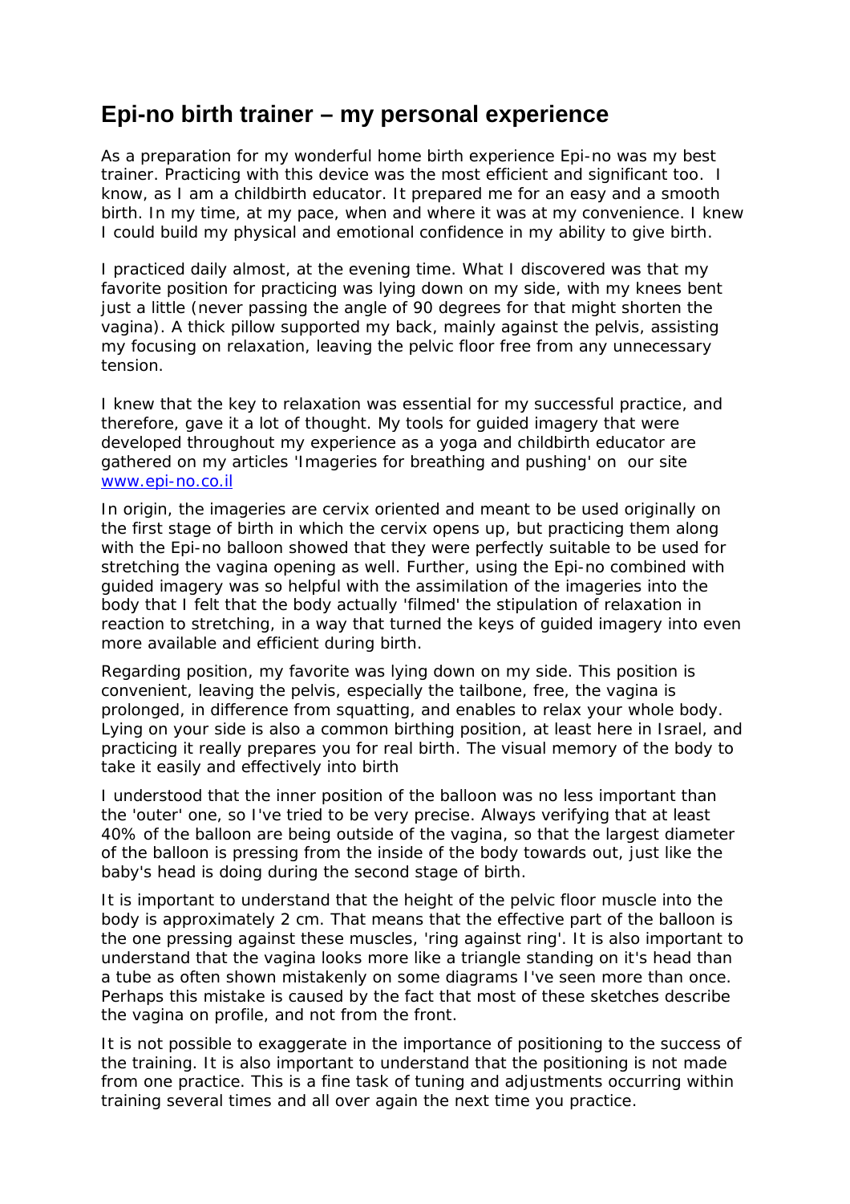## Epi-no birth trainer – my personal experience

As a preparation for my wonderful home birth experience Epi-no was my best trainer. Practicing with this device was the most efficient and significant too. I know, as I am a childbirth educator. It prepared me for an easy and a smooth birth. In my time, at my pace, when and where it was at my convenience. I knew I could build my physical and emotional confidence in my ability to give birth.

I practiced daily almost, at the evening time. What I discovered was that my favorite position for practicing was lying down on my side, with my knees bent just a little (never passing the angle of 90 degrees for that might shorten the vagina). A thick pillow supported my back, mainly against the pelvis, assisting my focusing on relaxation, leaving the pelvic floor free from any unnecessary tension.

I knew that the key to relaxation was essential for my successful practice, and therefore, gave it a lot of thought. My tools for guided imagery that were developed throughout my experience as a yoga and childbirth educator are gathered on my articles 'Imageries for breathing and pushing' on our site [www.epi-no.co.il](http://www.epi-no.co.il)

In origin, the imageries are cervix oriented and meant to be used originally on the first stage of birth in which the cervix opens up, but practicing them along with the Epi-no balloon showed that they were perfectly suitable to be used for stretching the vagina opening as well. Further, using the Epi-no combined with guided imagery was so helpful with the assimilation of the imageries into the body that I felt that the body actually 'filmed' the stipulation of relaxation in reaction to stretching, in a way that turned the keys of guided imagery into even more available and efficient during birth.

Regarding position, my favorite was lying down on my side. This position is convenient, leaving the pelvis, especially the tailbone, free, the vagina is prolonged, in difference from squatting, and enables to relax your whole body. Lying on your side is also a common birthing position, at least here in Israel, and practicing it really prepares you for real birth. The visual memory of the body to take it easily and effectively into birth

I understood that the inner position of the balloon was no less important than the 'outer' one, so I've tried to be very precise. Always verifying that at least 40% of the balloon are being outside of the vagina, so that the largest diameter of the balloon is pressing from the inside of the body towards out, just like the baby's head is doing during the second stage of birth.

It is important to understand that the height of the pelvic floor muscle into the body is approximately 2 cm. That means that the effective part of the balloon is the one pressing against these muscles, 'ring against ring'. It is also important to understand that the vagina looks more like a triangle standing on it's head than a tube as often shown mistakenly on some diagrams I've seen more than once. Perhaps this mistake is caused by the fact that most of these sketches describe the vagina on profile, and not from the front.

It is not possible to exaggerate in the importance of positioning to the success of the training. It is also important to understand that the positioning is not made from one practice. This is a fine task of tuning and adjustments occurring within training several times and all over again the next time you practice.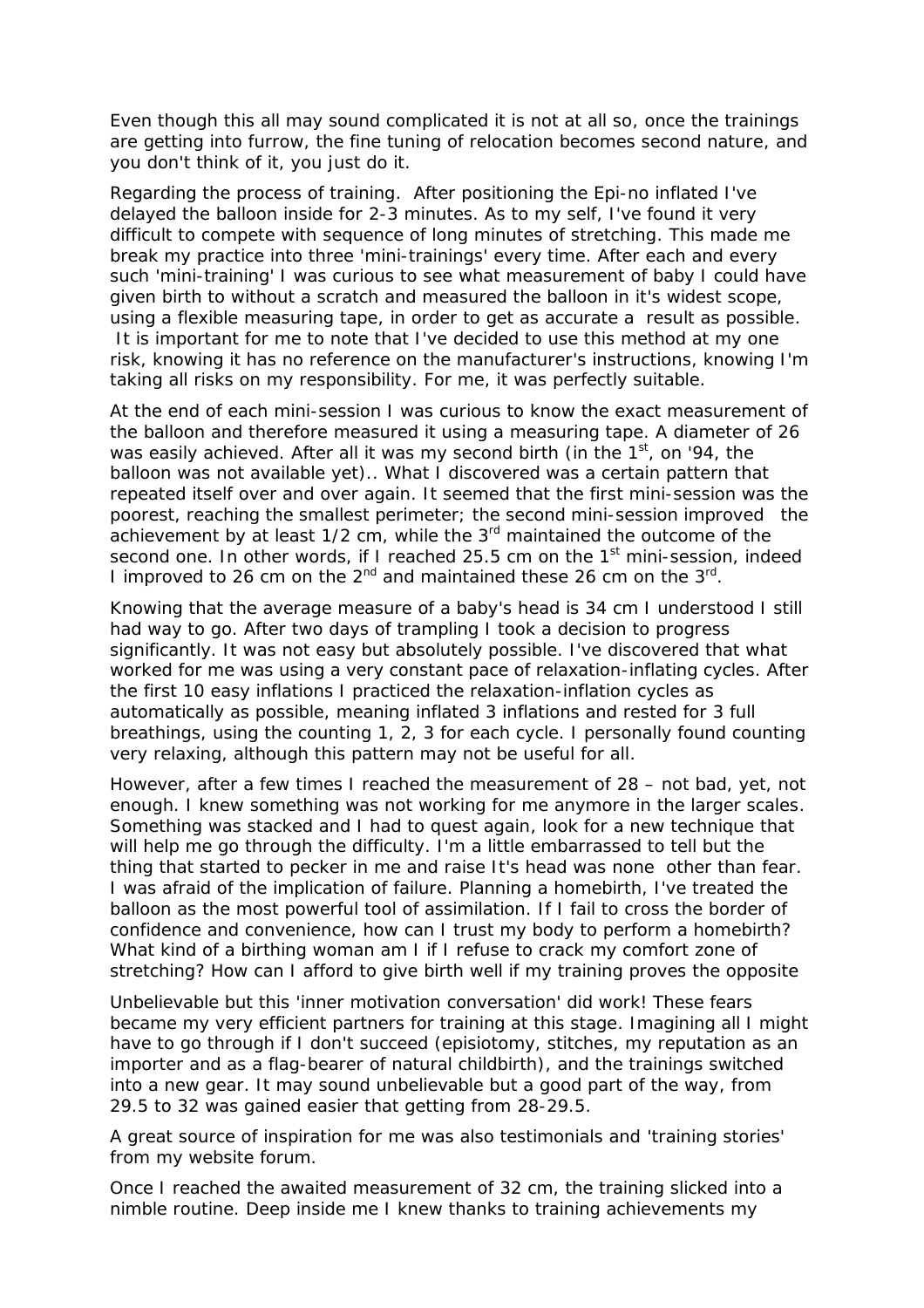Even though this all may sound complicated it is not at all so, once the trainings are getting into furrow, the fine tuning of relocation becomes second nature, and you don't think of it, you just do it.

Regarding the process of training. After positioning the Epi-no inflated I've delayed the balloon inside for 2-3 minutes. As to my self, I've found it very difficult to compete with sequence of long minutes of stretching. This made me break my practice into three 'mini-trainings' every time. After each and every such 'mini-training' I was curious to see what measurement of baby I could have given birth to without a scratch and measured the balloon in it's widest scope, using a flexible measuring tape, in order to get as accurate a result as possible. It is important for me to note that I've decided to use this method at my one risk, knowing it has no reference on the manufacturer's instructions, knowing I'm taking all risks on my responsibility. For me, it was perfectly suitable.

At the end of each mini-session I was curious to know the exact measurement of the balloon and therefore measured it using a measuring tape. A diameter of 26 was easily achieved. After all it was my second birth (in the 1st, on '94, the balloon was not available yet).. What I discovered was a certain pattern that repeated itself over and over again. It seemed that the first mini-session was the poorest, reaching the smallest perimeter; the second mini-session improved the achievement by at least 1/2 cm, while the 3rd maintained the outcome of the second one. In other words, if I reached 25.5 cm on the 1st mini-session, indeed I improved to 26 cm on the 2nd and maintained these 26 cm on the 3rd.

Knowing that the average measure of a baby's head is 34 cm I understood I still had way to go. After two days of trampling I took a decision to progress significantly. It was not easy but absolutely possible. I've discovered that what worked for me was using a very constant pace of relaxation-inflating cycles. After the first 10 easy inflations I practiced the relaxation-inflation cycles as automatically as possible, meaning inflated 3 inflations and rested for 3 full breathings, using the counting 1, 2, 3 for each cycle. I personally found counting very relaxing, although this pattern may not be useful for all.

However, after a few times I reached the measurement of 28 – not bad, yet, not enough. I knew something was not working for me anymore in the larger scales. Something was stacked and I had to quest again, look for a new technique that will help me go through the difficulty. I'm a little embarrassed to tell but the thing that started to pecker in me and raise It's head was none other than fear. I was afraid of the implication of failure. Planning a homebirth, I've treated the balloon as the most powerful tool of assimilation. If I fail to cross the border of confidence and convenience, how can I trust my body to perform a homebirth? What kind of a birthing woman am I if I refuse to crack my comfort zone of stretching? How can I afford to give birth well if my training proves the opposite

Unbelievable but this 'inner motivation conversation' did work! These fears became my very efficient partners for training at this stage. Imagining all I might have to go through if I don't succeed (episiotomy, stitches, my reputation as an importer and as a flag-bearer of natural childbirth), and the trainings switched into a new gear. It may sound unbelievable but a good part of the way, from 29.5 to 32 was gained easier that getting from 28-29.5.

A great source of inspiration for me was also testimonials and 'training stories' from my website forum.

Once I reached the awaited measurement of 32 cm, the training slicked into a nimble routine. Deep inside me I knew thanks to training achievements my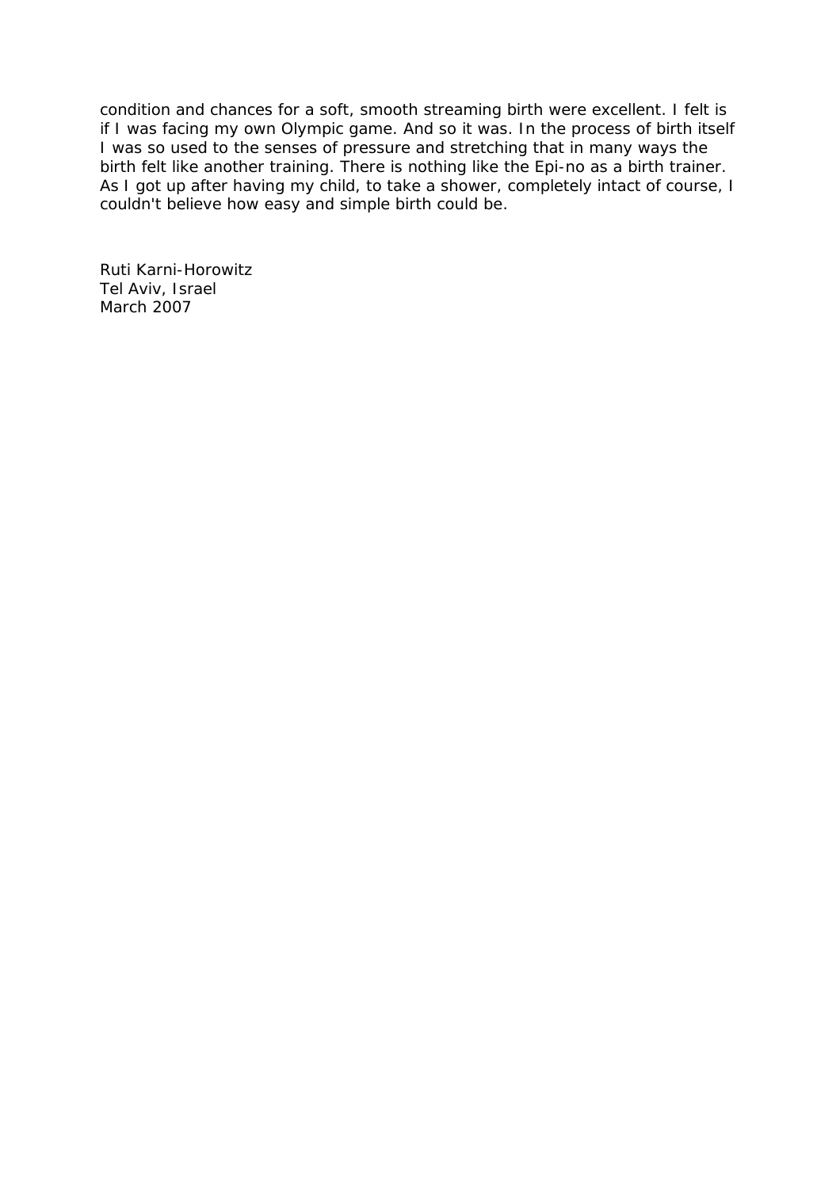condition and chances for a soft, smooth streaming birth were excellent. I felt is if I was facing my own Olympic game. And so it was. In the process of birth itself I was so used to the senses of pressure and stretching that in many ways the birth felt like another training. There is nothing like the Epi-no as a birth trainer. As I got up after having my child, to take a shower, completely intact of course, I couldn't believe how easy and simple birth could be.

Ruti Karni-Horowitz
Tel Aviv, Israel
March 2007